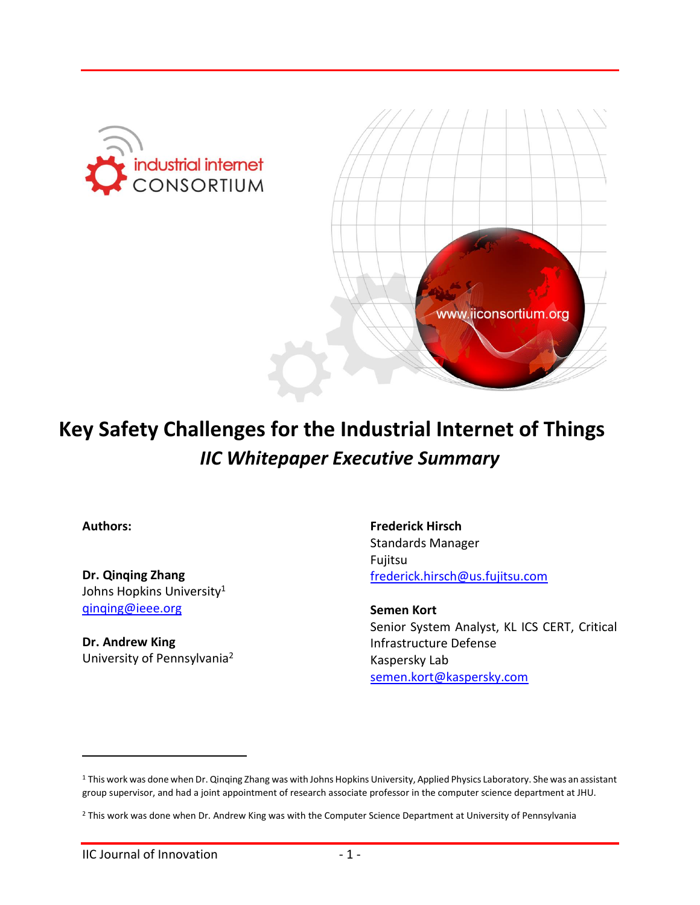# Key Safety Challenges for the Industrial Internet of Things

## *IIC Whitepaper Executive Summary*

**Authors:**

**Dr. Qinqing Zhang**
Johns Hopkins University[1]
qinqing@ieee.org

**Dr. Andrew King**
University of Pennsylvania[2]

**Frederick Hirsch**
Standards Manager
Fujitsu
frederick.hirsch@us.fujitsu.com

**Semen Kort**
Senior System Analyst, KL ICS CERT, Critical Infrastructure Defense
Kaspersky Lab
semen.kort@kaspersky.com

---

[1] This work was done when Dr. Qinqing Zhang was with Johns Hopkins University, Applied Physics Laboratory. She was an assistant group supervisor, and had a joint appointment of research associate professor in the computer science department at JHU.

[2] This work was done when Dr. Andrew King was with the Computer Science Department at University of Pennsylvania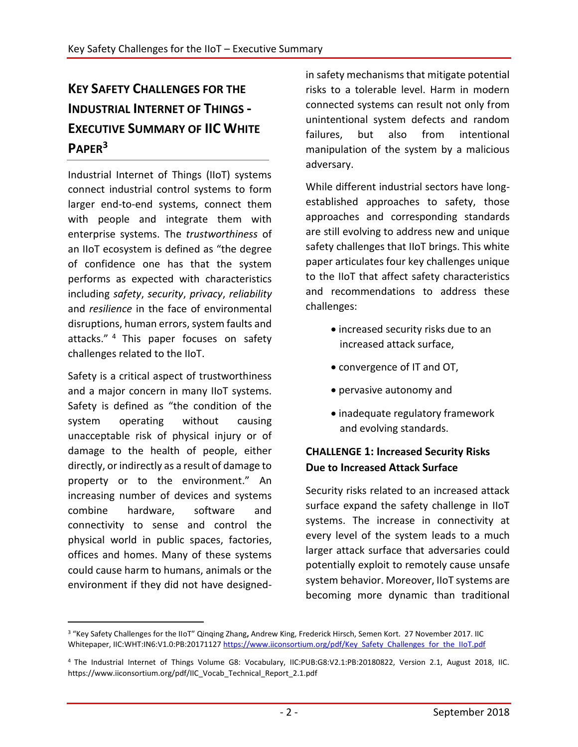# KEY SAFETY CHALLENGES FOR THE INDUSTRIAL INTERNET OF THINGS - EXECUTIVE SUMMARY OF IIC WHITE PAPER[3]

Industrial Internet of Things (IIoT) systems connect industrial control systems to form larger end-to-end systems, connect them with people and integrate them with enterprise systems. The *trustworthiness* of an IIoT ecosystem is defined as "the degree of confidence one has that the system performs as expected with characteristics including *safety*, *security*, *privacy*, *reliability* and *resilience* in the face of environmental disruptions, human errors, system faults and attacks." [4] This paper focuses on safety challenges related to the IIoT.

Safety is a critical aspect of trustworthiness and a major concern in many IIoT systems. Safety is defined as "the condition of the system operating without causing unacceptable risk of physical injury or of damage to the health of people, either directly, or indirectly as a result of damage to property or to the environment." An increasing number of devices and systems combine hardware, software and connectivity to sense and control the physical world in public spaces, factories, offices and homes. Many of these systems could cause harm to humans, animals or the environment if they did not have designed-in safety mechanisms that mitigate potential risks to a tolerable level. Harm in modern connected systems can result not only from unintentional system defects and random failures, but also from intentional manipulation of the system by a malicious adversary.

While different industrial sectors have long-established approaches to safety, those approaches and corresponding standards are still evolving to address new and unique safety challenges that IIoT brings. This white paper articulates four key challenges unique to the IIoT that affect safety characteristics and recommendations to address these challenges:

- increased security risks due to an increased attack surface,
- convergence of IT and OT,
- pervasive autonomy and
- inadequate regulatory framework and evolving standards.

### CHALLENGE 1: Increased Security Risks Due to Increased Attack Surface

Security risks related to an increased attack surface expand the safety challenge in IIoT systems. The increase in connectivity at every level of the system leads to a much larger attack surface that adversaries could potentially exploit to remotely cause unsafe system behavior. Moreover, IIoT systems are becoming more dynamic than traditional

---

[3] "Key Safety Challenges for the IIoT" Qinqing Zhang**,** Andrew King, Frederick Hirsch, Semen Kort. 27 November 2017. IIC Whitepaper, IIC:WHT:IN6:V1.0:PB:20171127 https://www.iiconsortium.org/pdf/Key_Safety_Challenges_for_the_IIoT.pdf

[4] The Industrial Internet of Things Volume G8: Vocabulary, IIC:PUB:G8:V2.1:PB:20180822, Version 2.1, August 2018, IIC. https://www.iiconsortium.org/pdf/IIC_Vocab_Technical_Report_2.1.pdf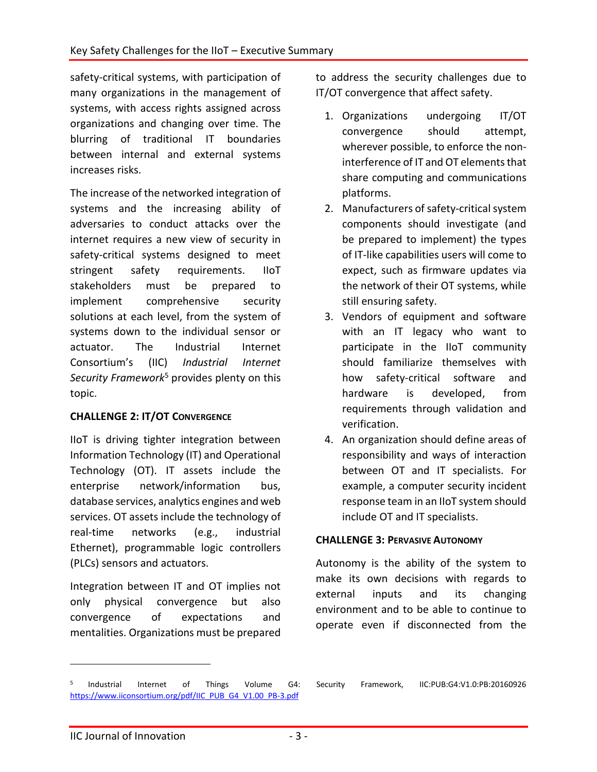safety-critical systems, with participation of many organizations in the management of systems, with access rights assigned across organizations and changing over time. The blurring of traditional IT boundaries between internal and external systems increases risks.

The increase of the networked integration of systems and the increasing ability of adversaries to conduct attacks over the internet requires a new view of security in safety-critical systems designed to meet stringent safety requirements. IIoT stakeholders must be prepared to implement comprehensive security solutions at each level, from the system of systems down to the individual sensor or actuator. The Industrial Internet Consortium's (IIC) *Industrial Internet Security Framework*[5] provides plenty on this topic.

### CHALLENGE 2: IT/OT CONVERGENCE

IIoT is driving tighter integration between Information Technology (IT) and Operational Technology (OT). IT assets include the enterprise network/information bus, database services, analytics engines and web services. OT assets include the technology of real-time networks (e.g., industrial Ethernet), programmable logic controllers (PLCs) sensors and actuators.

Integration between IT and OT implies not only physical convergence but also convergence of expectations and mentalities. Organizations must be prepared to address the security challenges due to IT/OT convergence that affect safety.

1. Organizations undergoing IT/OT convergence should attempt, wherever possible, to enforce the non-interference of IT and OT elements that share computing and communications platforms.
2. Manufacturers of safety-critical system components should investigate (and be prepared to implement) the types of IT-like capabilities users will come to expect, such as firmware updates via the network of their OT systems, while still ensuring safety.
3. Vendors of equipment and software with an IT legacy who want to participate in the IIoT community should familiarize themselves with how safety-critical software and hardware is developed, from requirements through validation and verification.
4. An organization should define areas of responsibility and ways of interaction between OT and IT specialists. For example, a computer security incident response team in an IIoT system should include OT and IT specialists.

### CHALLENGE 3: PERVASIVE AUTONOMY

Autonomy is the ability of the system to make its own decisions with regards to external inputs and its changing environment and to be able to continue to operate even if disconnected from the

---

[5] Industrial Internet of Things Volume G4: Security Framework, IIC:PUB:G4:V1.0:PB:20160926 https://www.iiconsortium.org/pdf/IIC_PUB_G4_V1.00_PB-3.pdf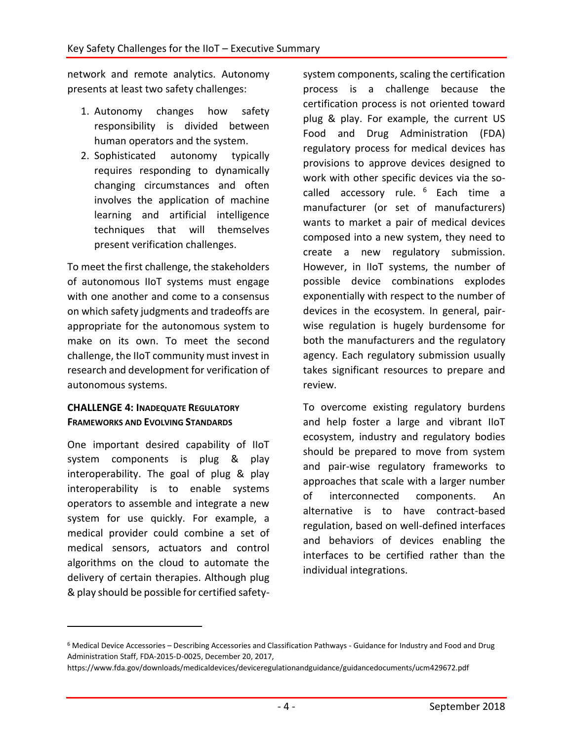network and remote analytics. Autonomy presents at least two safety challenges:

1. Autonomy changes how safety responsibility is divided between human operators and the system.
2. Sophisticated autonomy typically requires responding to dynamically changing circumstances and often involves the application of machine learning and artificial intelligence techniques that will themselves present verification challenges.

To meet the first challenge, the stakeholders of autonomous IIoT systems must engage with one another and come to a consensus on which safety judgments and tradeoffs are appropriate for the autonomous system to make on its own. To meet the second challenge, the IIoT community must invest in research and development for verification of autonomous systems.

### Challenge 4: Inadequate Regulatory Frameworks and Evolving Standards

One important desired capability of IIoT system components is plug & play interoperability. The goal of plug & play interoperability is to enable systems operators to assemble and integrate a new system for use quickly. For example, a medical provider could combine a set of medical sensors, actuators and control algorithms on the cloud to automate the delivery of certain therapies. Although plug & play should be possible for certified safety-system components, scaling the certification process is a challenge because the certification process is not oriented toward plug & play. For example, the current US Food and Drug Administration (FDA) regulatory process for medical devices has provisions to approve devices designed to work with other specific devices via the so-called accessory rule. [6] Each time a manufacturer (or set of manufacturers) wants to market a pair of medical devices composed into a new system, they need to create a new regulatory submission. However, in IIoT systems, the number of possible device combinations explodes exponentially with respect to the number of devices in the ecosystem. In general, pair-wise regulation is hugely burdensome for both the manufacturers and the regulatory agency. Each regulatory submission usually takes significant resources to prepare and review.

To overcome existing regulatory burdens and help foster a large and vibrant IIoT ecosystem, industry and regulatory bodies should be prepared to move from system and pair-wise regulatory frameworks to approaches that scale with a larger number of interconnected components. An alternative is to have contract-based regulation, based on well-defined interfaces and behaviors of devices enabling the interfaces to be certified rather than the individual integrations.

---

[6] Medical Device Accessories – Describing Accessories and Classification Pathways - Guidance for Industry and Food and Drug Administration Staff, FDA-2015-D-0025, December 20, 2017, https://www.fda.gov/downloads/medicaldevices/deviceregulationandguidance/guidancedocuments/ucm429672.pdf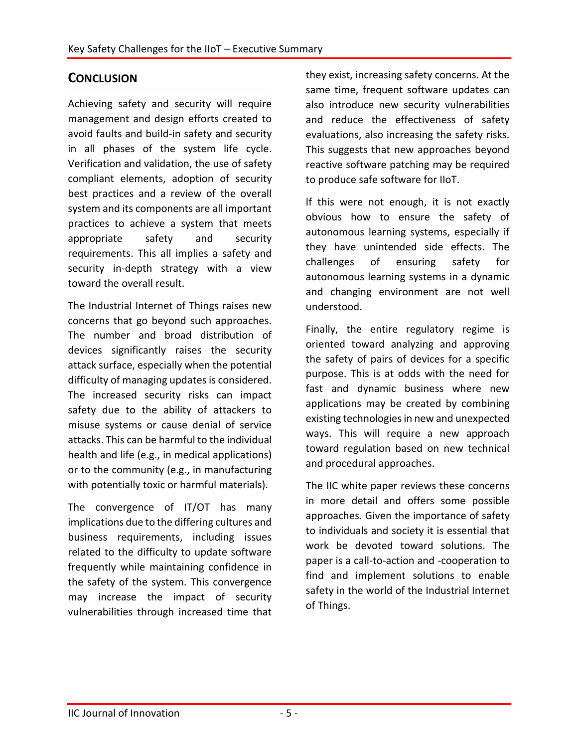## CONCLUSION

Achieving safety and security will require management and design efforts created to avoid faults and build-in safety and security in all phases of the system life cycle. Verification and validation, the use of safety compliant elements, adoption of security best practices and a review of the overall system and its components are all important practices to achieve a system that meets appropriate safety and security requirements. This all implies a safety and security in-depth strategy with a view toward the overall result.

The Industrial Internet of Things raises new concerns that go beyond such approaches. The number and broad distribution of devices significantly raises the security attack surface, especially when the potential difficulty of managing updates is considered. The increased security risks can impact safety due to the ability of attackers to misuse systems or cause denial of service attacks. This can be harmful to the individual health and life (e.g., in medical applications) or to the community (e.g., in manufacturing with potentially toxic or harmful materials).

The convergence of IT/OT has many implications due to the differing cultures and business requirements, including issues related to the difficulty to update software frequently while maintaining confidence in the safety of the system. This convergence may increase the impact of security vulnerabilities through increased time that they exist, increasing safety concerns. At the same time, frequent software updates can also introduce new security vulnerabilities and reduce the effectiveness of safety evaluations, also increasing the safety risks. This suggests that new approaches beyond reactive software patching may be required to produce safe software for IIoT.

If this were not enough, it is not exactly obvious how to ensure the safety of autonomous learning systems, especially if they have unintended side effects. The challenges of ensuring safety for autonomous learning systems in a dynamic and changing environment are not well understood.

Finally, the entire regulatory regime is oriented toward analyzing and approving the safety of pairs of devices for a specific purpose. This is at odds with the need for fast and dynamic business where new applications may be created by combining existing technologies in new and unexpected ways. This will require a new approach toward regulation based on new technical and procedural approaches.

The IIC white paper reviews these concerns in more detail and offers some possible approaches. Given the importance of safety to individuals and society it is essential that work be devoted toward solutions. The paper is a call-to-action and -cooperation to find and implement solutions to enable safety in the world of the Industrial Internet of Things.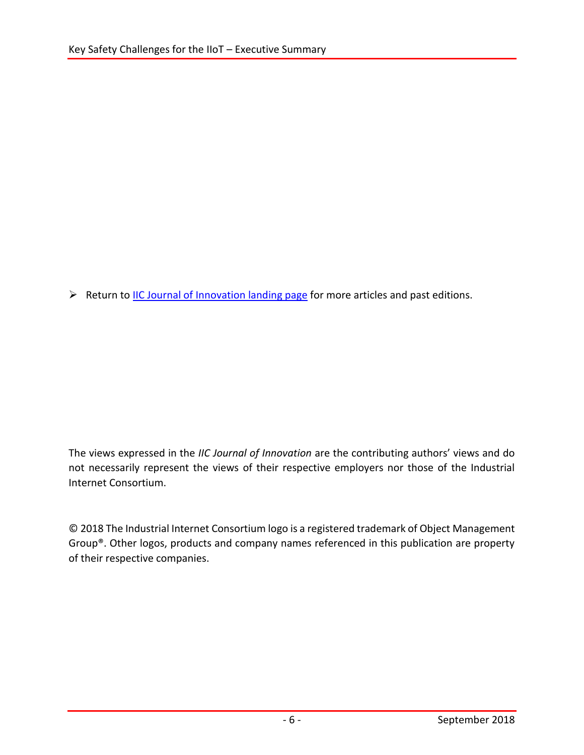- Return to [IIC Journal of Innovation landing page]() for more articles and past editions.

The views expressed in the *IIC Journal of Innovation* are the contributing authors' views and do not necessarily represent the views of their respective employers nor those of the Industrial Internet Consortium.

© 2018 The Industrial Internet Consortium logo is a registered trademark of Object Management Group®. Other logos, products and company names referenced in this publication are property of their respective companies.